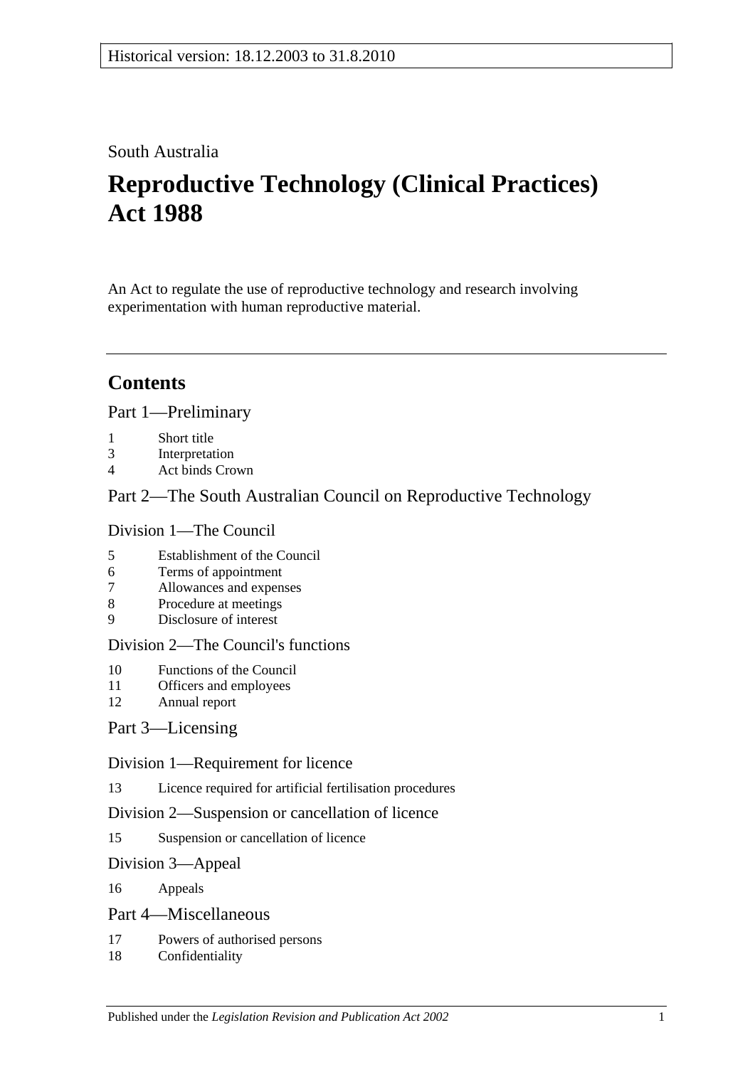Historical version: 18.12.2003 to 31.8.2010

South Australia

# Reproductive Technology (Clinical Practices) Act 1988

An Act to regulate the use of reproductive technology and research involving experimentation with human reproductive material.

## Contents

Part 1—Preliminary

1 Short title
3 Interpretation
4 Act binds Crown

Part 2—The South Australian Council on Reproductive Technology

Division 1—The Council

5 Establishment of the Council
6 Terms of appointment
7 Allowances and expenses
8 Procedure at meetings
9 Disclosure of interest

Division 2—The Council's functions

10 Functions of the Council
11 Officers and employees
12 Annual report

Part 3—Licensing

Division 1—Requirement for licence

13 Licence required for artificial fertilisation procedures

Division 2—Suspension or cancellation of licence

15 Suspension or cancellation of licence

Division 3—Appeal

16 Appeals

Part 4—Miscellaneous

17 Powers of authorised persons
18 Confidentiality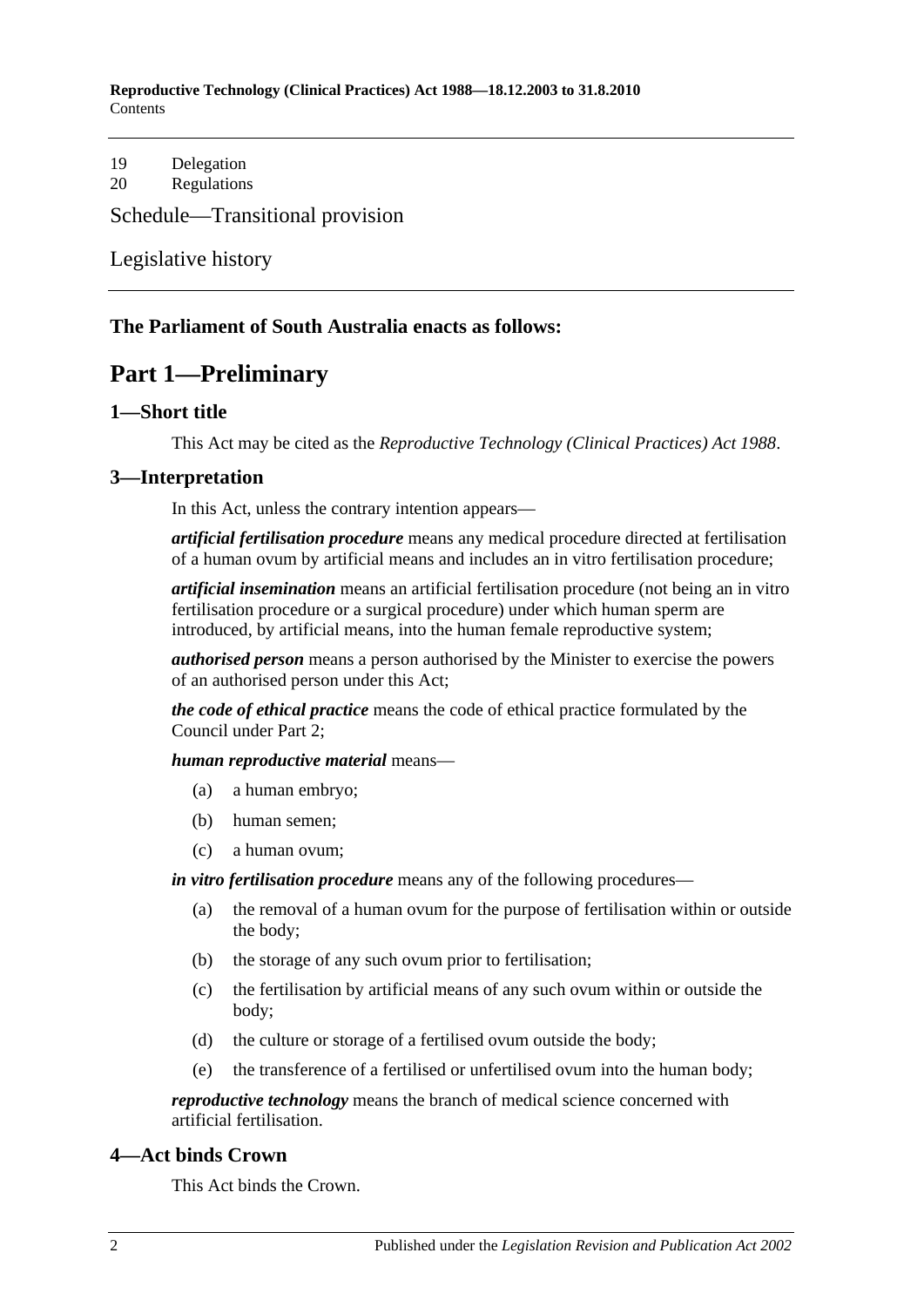19 Delegation
20 Regulations

Schedule—Transitional provision

Legislative history

**The Parliament of South Australia enacts as follows:**

# Part 1—Preliminary

## 1—Short title

This Act may be cited as the *Reproductive Technology (Clinical Practices) Act 1988*.

## 3—Interpretation

In this Act, unless the contrary intention appears—

***artificial fertilisation procedure*** means any medical procedure directed at fertilisation of a human ovum by artificial means and includes an in vitro fertilisation procedure;

***artificial insemination*** means an artificial fertilisation procedure (not being an in vitro fertilisation procedure or a surgical procedure) under which human sperm are introduced, by artificial means, into the human female reproductive system;

***authorised person*** means a person authorised by the Minister to exercise the powers of an authorised person under this Act;

***the code of ethical practice*** means the code of ethical practice formulated by the Council under Part 2;

***human reproductive material*** means—

(a) a human embryo;

(b) human semen;

(c) a human ovum;

***in vitro fertilisation procedure*** means any of the following procedures—

(a) the removal of a human ovum for the purpose of fertilisation within or outside the body;

(b) the storage of any such ovum prior to fertilisation;

(c) the fertilisation by artificial means of any such ovum within or outside the body;

(d) the culture or storage of a fertilised ovum outside the body;

(e) the transference of a fertilised or unfertilised ovum into the human body;

***reproductive technology*** means the branch of medical science concerned with artificial fertilisation.

## 4—Act binds Crown

This Act binds the Crown.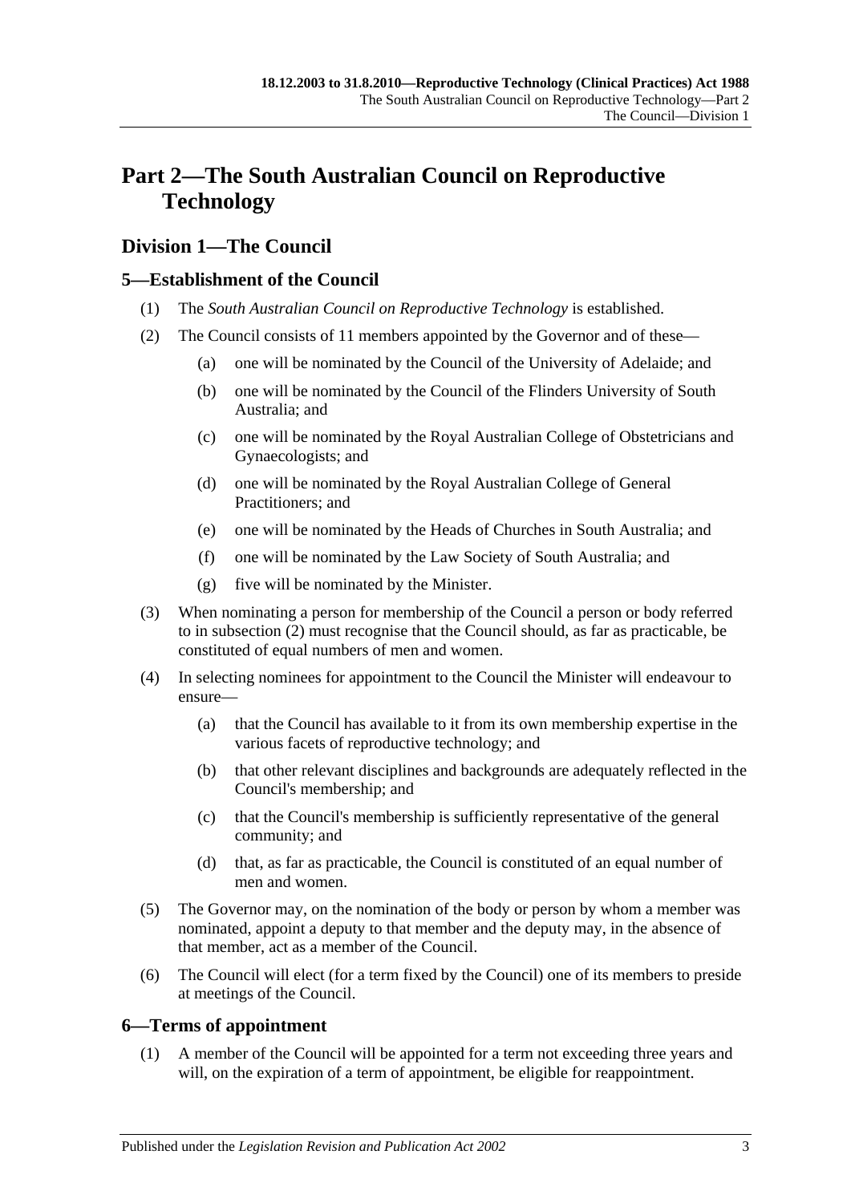# Part 2—The South Australian Council on Reproductive Technology

## Division 1—The Council

### 5—Establishment of the Council

(1) The *South Australian Council on Reproductive Technology* is established.

(2) The Council consists of 11 members appointed by the Governor and of these—

(a) one will be nominated by the Council of the University of Adelaide; and

(b) one will be nominated by the Council of the Flinders University of South Australia; and

(c) one will be nominated by the Royal Australian College of Obstetricians and Gynaecologists; and

(d) one will be nominated by the Royal Australian College of General Practitioners; and

(e) one will be nominated by the Heads of Churches in South Australia; and

(f) one will be nominated by the Law Society of South Australia; and

(g) five will be nominated by the Minister.

(3) When nominating a person for membership of the Council a person or body referred to in subsection (2) must recognise that the Council should, as far as practicable, be constituted of equal numbers of men and women.

(4) In selecting nominees for appointment to the Council the Minister will endeavour to ensure—

(a) that the Council has available to it from its own membership expertise in the various facets of reproductive technology; and

(b) that other relevant disciplines and backgrounds are adequately reflected in the Council's membership; and

(c) that the Council's membership is sufficiently representative of the general community; and

(d) that, as far as practicable, the Council is constituted of an equal number of men and women.

(5) The Governor may, on the nomination of the body or person by whom a member was nominated, appoint a deputy to that member and the deputy may, in the absence of that member, act as a member of the Council.

(6) The Council will elect (for a term fixed by the Council) one of its members to preside at meetings of the Council.

### 6—Terms of appointment

(1) A member of the Council will be appointed for a term not exceeding three years and will, on the expiration of a term of appointment, be eligible for reappointment.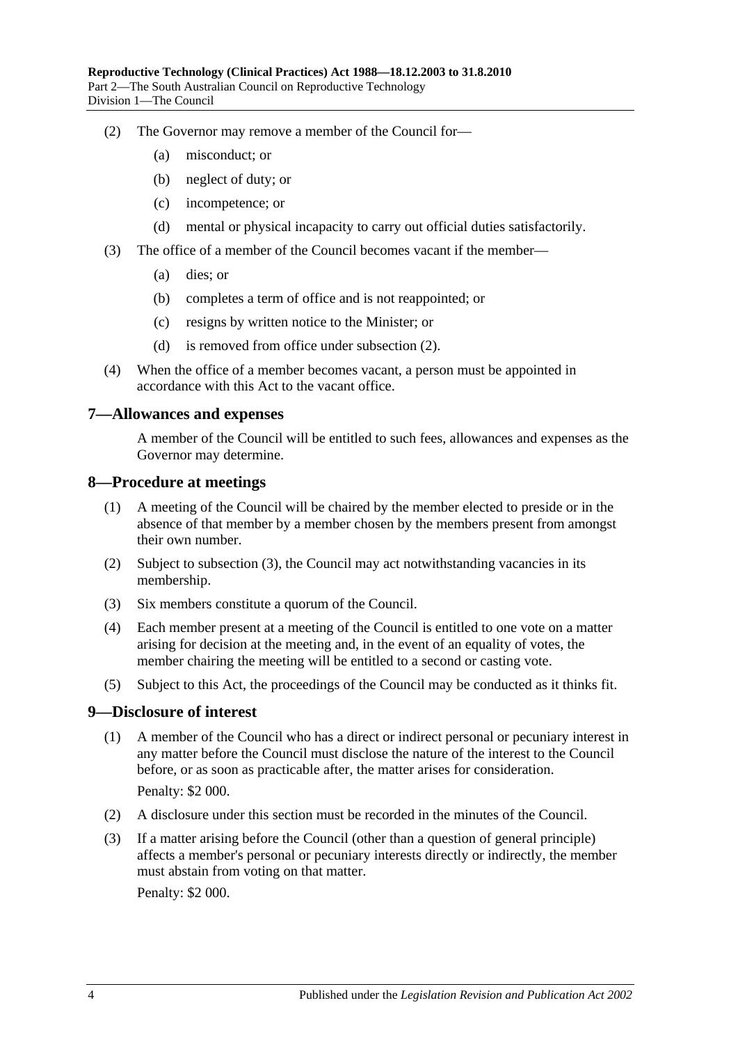(2) The Governor may remove a member of the Council for—

(a) misconduct; or

(b) neglect of duty; or

(c) incompetence; or

(d) mental or physical incapacity to carry out official duties satisfactorily.

(3) The office of a member of the Council becomes vacant if the member—

(a) dies; or

(b) completes a term of office and is not reappointed; or

(c) resigns by written notice to the Minister; or

(d) is removed from office under subsection (2).

(4) When the office of a member becomes vacant, a person must be appointed in accordance with this Act to the vacant office.

## 7—Allowances and expenses

A member of the Council will be entitled to such fees, allowances and expenses as the Governor may determine.

## 8—Procedure at meetings

(1) A meeting of the Council will be chaired by the member elected to preside or in the absence of that member by a member chosen by the members present from amongst their own number.

(2) Subject to subsection (3), the Council may act notwithstanding vacancies in its membership.

(3) Six members constitute a quorum of the Council.

(4) Each member present at a meeting of the Council is entitled to one vote on a matter arising for decision at the meeting and, in the event of an equality of votes, the member chairing the meeting will be entitled to a second or casting vote.

(5) Subject to this Act, the proceedings of the Council may be conducted as it thinks fit.

## 9—Disclosure of interest

(1) A member of the Council who has a direct or indirect personal or pecuniary interest in any matter before the Council must disclose the nature of the interest to the Council before, or as soon as practicable after, the matter arises for consideration.

Penalty: $2 000.

(2) A disclosure under this section must be recorded in the minutes of the Council.

(3) If a matter arising before the Council (other than a question of general principle) affects a member's personal or pecuniary interests directly or indirectly, the member must abstain from voting on that matter.

Penalty: $2 000.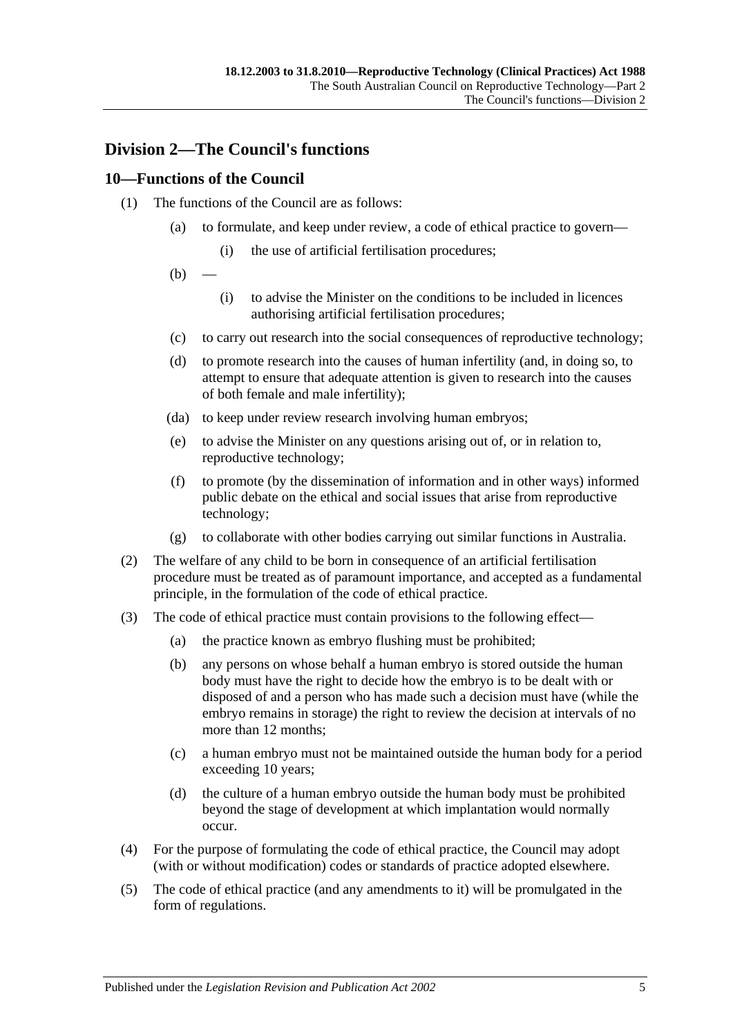## Division 2—The Council's functions

### 10—Functions of the Council

(1) The functions of the Council are as follows:

(a) to formulate, and keep under review, a code of ethical practice to govern—

(i) the use of artificial fertilisation procedures;

(b) —

(i) to advise the Minister on the conditions to be included in licences authorising artificial fertilisation procedures;

(c) to carry out research into the social consequences of reproductive technology;

(d) to promote research into the causes of human infertility (and, in doing so, to attempt to ensure that adequate attention is given to research into the causes of both female and male infertility);

(da) to keep under review research involving human embryos;

(e) to advise the Minister on any questions arising out of, or in relation to, reproductive technology;

(f) to promote (by the dissemination of information and in other ways) informed public debate on the ethical and social issues that arise from reproductive technology;

(g) to collaborate with other bodies carrying out similar functions in Australia.

(2) The welfare of any child to be born in consequence of an artificial fertilisation procedure must be treated as of paramount importance, and accepted as a fundamental principle, in the formulation of the code of ethical practice.

(3) The code of ethical practice must contain provisions to the following effect—

(a) the practice known as embryo flushing must be prohibited;

(b) any persons on whose behalf a human embryo is stored outside the human body must have the right to decide how the embryo is to be dealt with or disposed of and a person who has made such a decision must have (while the embryo remains in storage) the right to review the decision at intervals of no more than 12 months;

(c) a human embryo must not be maintained outside the human body for a period exceeding 10 years;

(d) the culture of a human embryo outside the human body must be prohibited beyond the stage of development at which implantation would normally occur.

(4) For the purpose of formulating the code of ethical practice, the Council may adopt (with or without modification) codes or standards of practice adopted elsewhere.

(5) The code of ethical practice (and any amendments to it) will be promulgated in the form of regulations.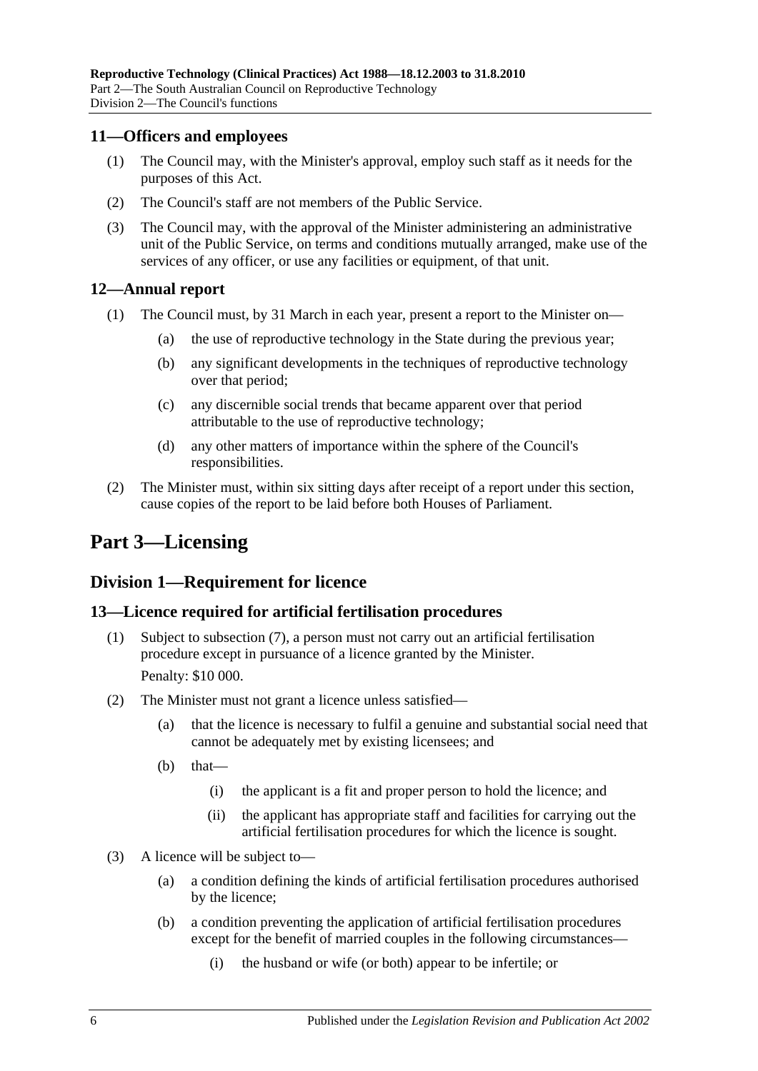### 11—Officers and employees

(1) The Council may, with the Minister's approval, employ such staff as it needs for the purposes of this Act.

(2) The Council's staff are not members of the Public Service.

(3) The Council may, with the approval of the Minister administering an administrative unit of the Public Service, on terms and conditions mutually arranged, make use of the services of any officer, or use any facilities or equipment, of that unit.

### 12—Annual report

(1) The Council must, by 31 March in each year, present a report to the Minister on—

- (a) the use of reproductive technology in the State during the previous year;
- (b) any significant developments in the techniques of reproductive technology over that period;
- (c) any discernible social trends that became apparent over that period attributable to the use of reproductive technology;
- (d) any other matters of importance within the sphere of the Council's responsibilities.

(2) The Minister must, within six sitting days after receipt of a report under this section, cause copies of the report to be laid before both Houses of Parliament.

# Part 3—Licensing

## Division 1—Requirement for licence

### 13—Licence required for artificial fertilisation procedures

(1) Subject to subsection (7), a person must not carry out an artificial fertilisation procedure except in pursuance of a licence granted by the Minister.

Penalty: $10 000.

(2) The Minister must not grant a licence unless satisfied—

- (a) that the licence is necessary to fulfil a genuine and substantial social need that cannot be adequately met by existing licensees; and
- (b) that—
  - (i) the applicant is a fit and proper person to hold the licence; and
  - (ii) the applicant has appropriate staff and facilities for carrying out the artificial fertilisation procedures for which the licence is sought.

(3) A licence will be subject to—

- (a) a condition defining the kinds of artificial fertilisation procedures authorised by the licence;
- (b) a condition preventing the application of artificial fertilisation procedures except for the benefit of married couples in the following circumstances—
  - (i) the husband or wife (or both) appear to be infertile; or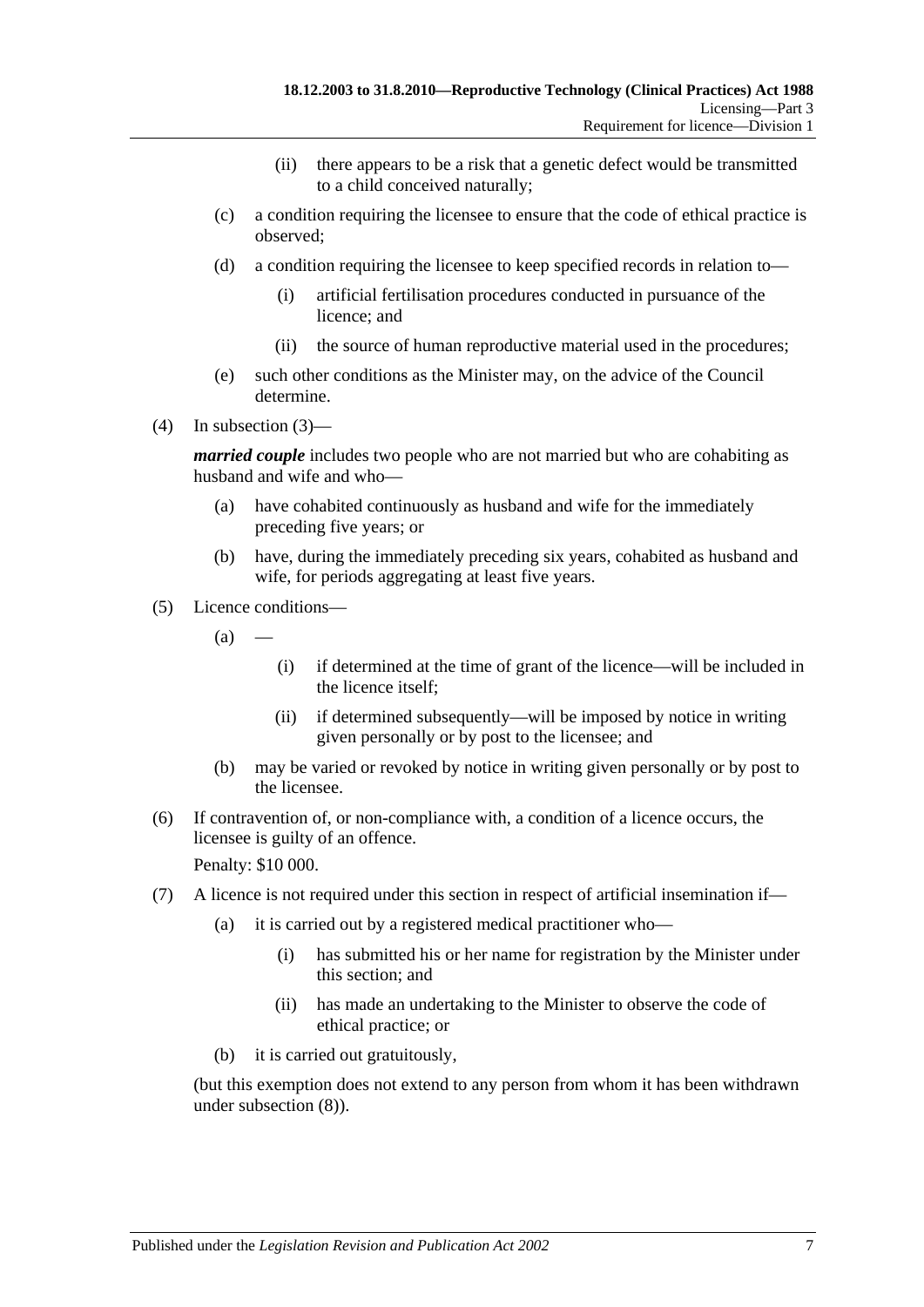(ii) there appears to be a risk that a genetic defect would be transmitted to a child conceived naturally;

(c) a condition requiring the licensee to ensure that the code of ethical practice is observed;

(d) a condition requiring the licensee to keep specified records in relation to—

(i) artificial fertilisation procedures conducted in pursuance of the licence; and

(ii) the source of human reproductive material used in the procedures;

(e) such other conditions as the Minister may, on the advice of the Council determine.

(4) In subsection (3)—

***married couple*** includes two people who are not married but who are cohabiting as husband and wife and who—

(a) have cohabited continuously as husband and wife for the immediately preceding five years; or

(b) have, during the immediately preceding six years, cohabited as husband and wife, for periods aggregating at least five years.

(5) Licence conditions—

(a) —

(i) if determined at the time of grant of the licence—will be included in the licence itself;

(ii) if determined subsequently—will be imposed by notice in writing given personally or by post to the licensee; and

(b) may be varied or revoked by notice in writing given personally or by post to the licensee.

(6) If contravention of, or non-compliance with, a condition of a licence occurs, the licensee is guilty of an offence.

Penalty: $10 000.

(7) A licence is not required under this section in respect of artificial insemination if—

(a) it is carried out by a registered medical practitioner who—

(i) has submitted his or her name for registration by the Minister under this section; and

(ii) has made an undertaking to the Minister to observe the code of ethical practice; or

(b) it is carried out gratuitously,

(but this exemption does not extend to any person from whom it has been withdrawn under subsection (8)).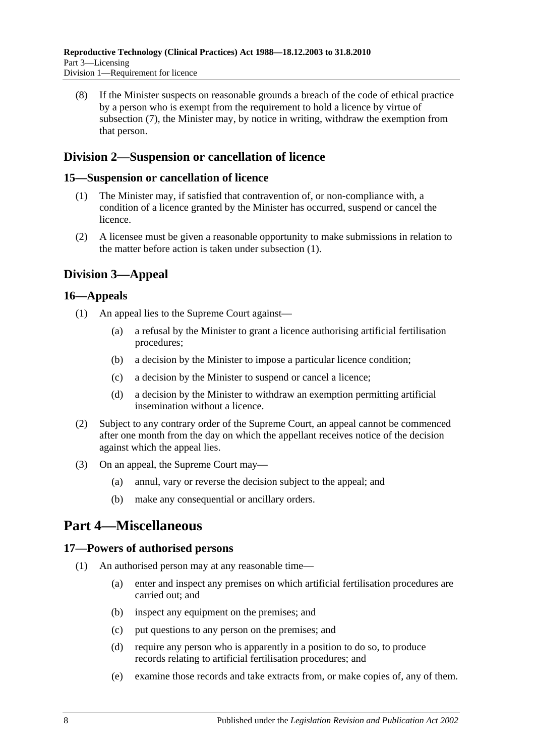(8) If the Minister suspects on reasonable grounds a breach of the code of ethical practice by a person who is exempt from the requirement to hold a licence by virtue of subsection (7), the Minister may, by notice in writing, withdraw the exemption from that person.

## Division 2—Suspension or cancellation of licence

### 15—Suspension or cancellation of licence

(1) The Minister may, if satisfied that contravention of, or non-compliance with, a condition of a licence granted by the Minister has occurred, suspend or cancel the licence.

(2) A licensee must be given a reasonable opportunity to make submissions in relation to the matter before action is taken under subsection (1).

## Division 3—Appeal

### 16—Appeals

(1) An appeal lies to the Supreme Court against—

(a) a refusal by the Minister to grant a licence authorising artificial fertilisation procedures;

(b) a decision by the Minister to impose a particular licence condition;

(c) a decision by the Minister to suspend or cancel a licence;

(d) a decision by the Minister to withdraw an exemption permitting artificial insemination without a licence.

(2) Subject to any contrary order of the Supreme Court, an appeal cannot be commenced after one month from the day on which the appellant receives notice of the decision against which the appeal lies.

(3) On an appeal, the Supreme Court may—

(a) annul, vary or reverse the decision subject to the appeal; and

(b) make any consequential or ancillary orders.

# Part 4—Miscellaneous

### 17—Powers of authorised persons

(1) An authorised person may at any reasonable time—

(a) enter and inspect any premises on which artificial fertilisation procedures are carried out; and

(b) inspect any equipment on the premises; and

(c) put questions to any person on the premises; and

(d) require any person who is apparently in a position to do so, to produce records relating to artificial fertilisation procedures; and

(e) examine those records and take extracts from, or make copies of, any of them.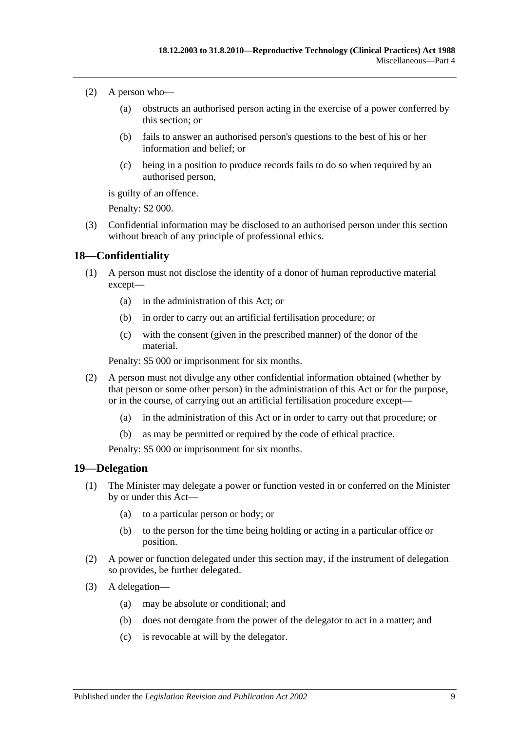(2) A person who—

(a) obstructs an authorised person acting in the exercise of a power conferred by this section; or

(b) fails to answer an authorised person's questions to the best of his or her information and belief; or

(c) being in a position to produce records fails to do so when required by an authorised person,

is guilty of an offence.

Penalty: $2 000.

(3) Confidential information may be disclosed to an authorised person under this section without breach of any principle of professional ethics.

## 18—Confidentiality

(1) A person must not disclose the identity of a donor of human reproductive material except—

(a) in the administration of this Act; or

(b) in order to carry out an artificial fertilisation procedure; or

(c) with the consent (given in the prescribed manner) of the donor of the material.

Penalty: $5 000 or imprisonment for six months.

(2) A person must not divulge any other confidential information obtained (whether by that person or some other person) in the administration of this Act or for the purpose, or in the course, of carrying out an artificial fertilisation procedure except—

(a) in the administration of this Act or in order to carry out that procedure; or

(b) as may be permitted or required by the code of ethical practice.

Penalty: $5 000 or imprisonment for six months.

## 19—Delegation

(1) The Minister may delegate a power or function vested in or conferred on the Minister by or under this Act—

(a) to a particular person or body; or

(b) to the person for the time being holding or acting in a particular office or position.

(2) A power or function delegated under this section may, if the instrument of delegation so provides, be further delegated.

(3) A delegation—

(a) may be absolute or conditional; and

(b) does not derogate from the power of the delegator to act in a matter; and

(c) is revocable at will by the delegator.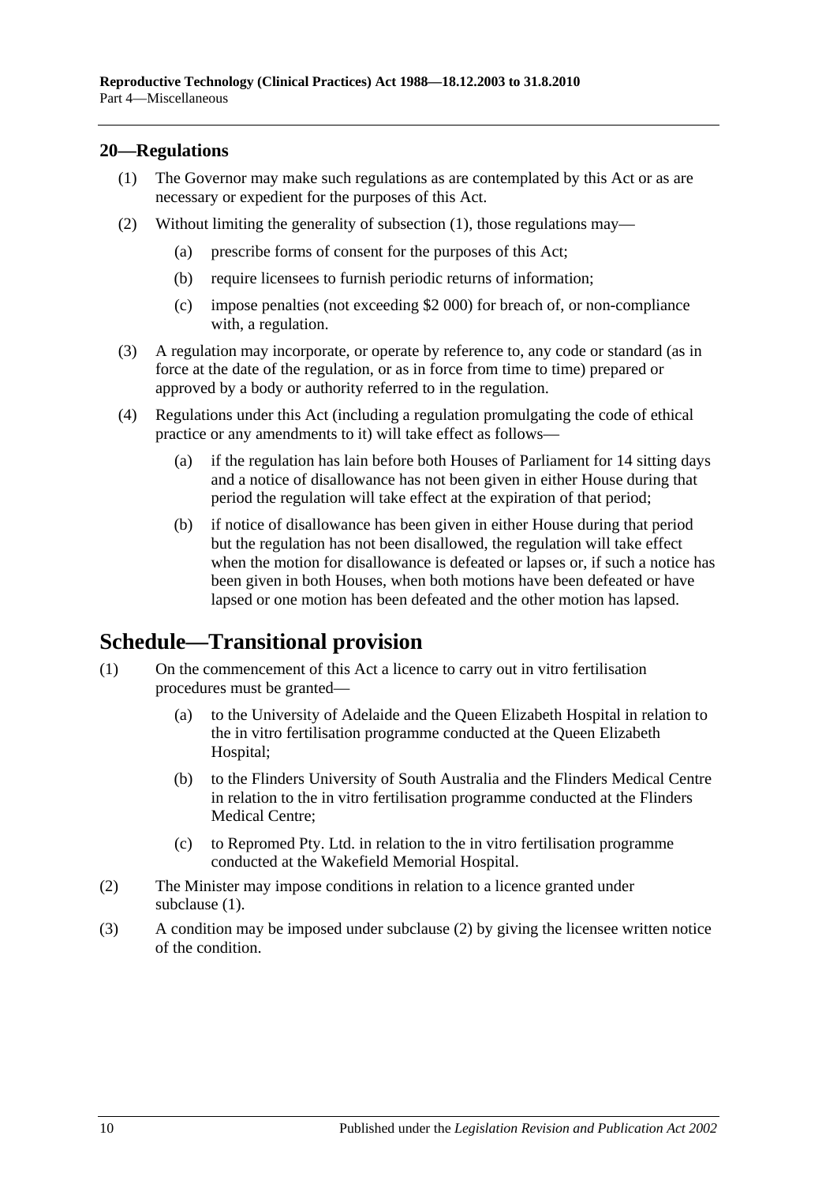## 20—Regulations

(1) The Governor may make such regulations as are contemplated by this Act or as are necessary or expedient for the purposes of this Act.

(2) Without limiting the generality of subsection (1), those regulations may—

(a) prescribe forms of consent for the purposes of this Act;

(b) require licensees to furnish periodic returns of information;

(c) impose penalties (not exceeding $2 000) for breach of, or non-compliance with, a regulation.

(3) A regulation may incorporate, or operate by reference to, any code or standard (as in force at the date of the regulation, or as in force from time to time) prepared or approved by a body or authority referred to in the regulation.

(4) Regulations under this Act (including a regulation promulgating the code of ethical practice or any amendments to it) will take effect as follows—

(a) if the regulation has lain before both Houses of Parliament for 14 sitting days and a notice of disallowance has not been given in either House during that period the regulation will take effect at the expiration of that period;

(b) if notice of disallowance has been given in either House during that period but the regulation has not been disallowed, the regulation will take effect when the motion for disallowance is defeated or lapses or, if such a notice has been given in both Houses, when both motions have been defeated or have lapsed or one motion has been defeated and the other motion has lapsed.

# Schedule—Transitional provision

(1) On the commencement of this Act a licence to carry out in vitro fertilisation procedures must be granted—

(a) to the University of Adelaide and the Queen Elizabeth Hospital in relation to the in vitro fertilisation programme conducted at the Queen Elizabeth Hospital;

(b) to the Flinders University of South Australia and the Flinders Medical Centre in relation to the in vitro fertilisation programme conducted at the Flinders Medical Centre;

(c) to Repromed Pty. Ltd. in relation to the in vitro fertilisation programme conducted at the Wakefield Memorial Hospital.

(2) The Minister may impose conditions in relation to a licence granted under subclause (1).

(3) A condition may be imposed under subclause (2) by giving the licensee written notice of the condition.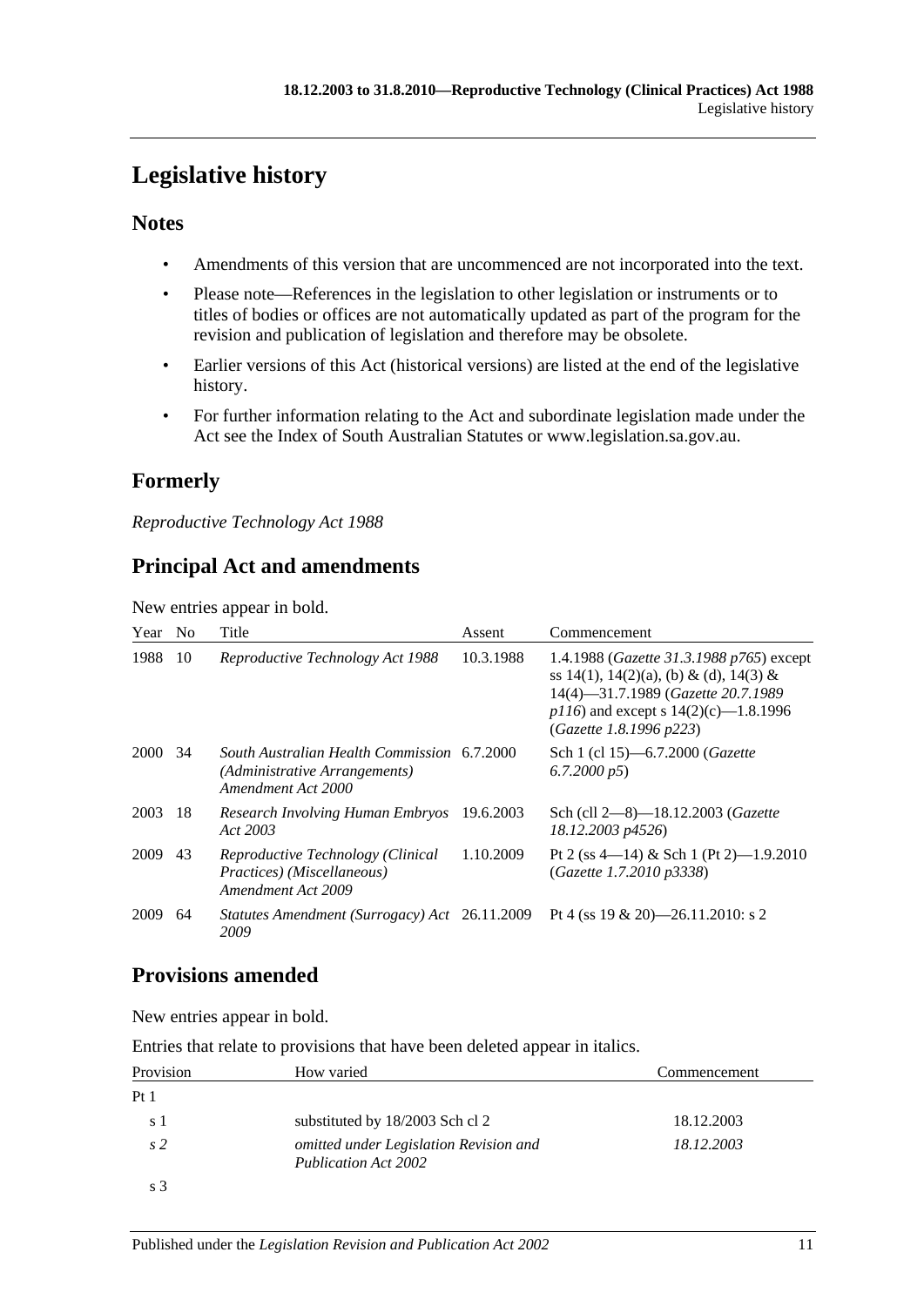# Legislative history

## Notes

- Amendments of this version that are uncommenced are not incorporated into the text.
- Please note—References in the legislation to other legislation or instruments or to titles of bodies or offices are not automatically updated as part of the program for the revision and publication of legislation and therefore may be obsolete.
- Earlier versions of this Act (historical versions) are listed at the end of the legislative history.
- For further information relating to the Act and subordinate legislation made under the Act see the Index of South Australian Statutes or www.legislation.sa.gov.au.

## Formerly

*Reproductive Technology Act 1988*

## Principal Act and amendments

New entries appear in bold.

| Year | No | Title | Assent | Commencement |
|---|---|---|---|---|
| 1988 | 10 | *Reproductive Technology Act 1988* | 10.3.1988 | 1.4.1988 (*Gazette 31.3.1988 p765*) except ss 14(1), 14(2)(a), (b) & (d), 14(3) & 14(4)—31.7.1989 (*Gazette 20.7.1989 p116*) and except s 14(2)(c)—1.8.1996 (*Gazette 1.8.1996 p223*) |
| 2000 | 34 | *South Australian Health Commission (Administrative Arrangements) Amendment Act 2000* | 6.7.2000 | Sch 1 (cl 15)—6.7.2000 (*Gazette 6.7.2000 p5*) |
| 2003 | 18 | *Research Involving Human Embryos Act 2003* | 19.6.2003 | Sch (cll 2—8)—18.12.2003 (*Gazette 18.12.2003 p4526*) |
| 2009 | 43 | *Reproductive Technology (Clinical Practices) (Miscellaneous) Amendment Act 2009* | 1.10.2009 | Pt 2 (ss 4—14) & Sch 1 (Pt 2)—1.9.2010 (*Gazette 1.7.2010 p3338*) |
| 2009 | 64 | *Statutes Amendment (Surrogacy) Act 2009* | 26.11.2009 | Pt 4 (ss 19 & 20)—26.11.2010: s 2 |

## Provisions amended

New entries appear in bold.

Entries that relate to provisions that have been deleted appear in italics.

| Provision | How varied | Commencement |
|---|---|---|
| Pt 1 | | |
| s 1 | substituted by 18/2003 Sch cl 2 | 18.12.2003 |
| *s 2* | *omitted under Legislation Revision and Publication Act 2002* | *18.12.2003* |
| s 3 | | |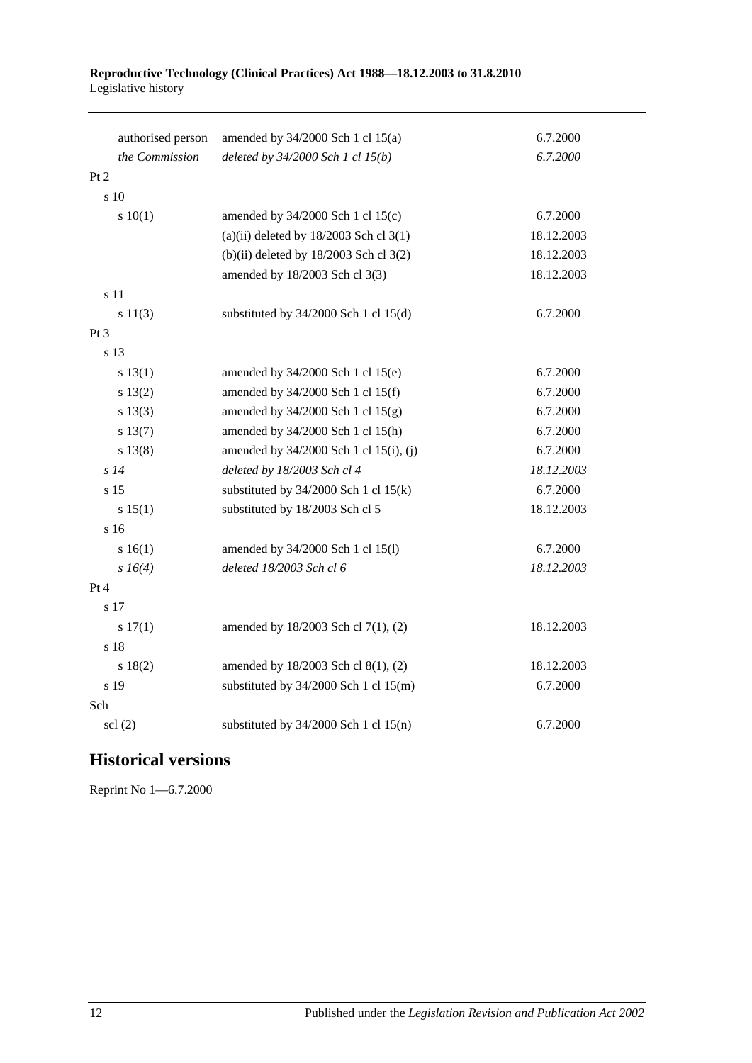| | | |
|---|---|---|
| authorised person | amended by 34/2000 Sch 1 cl 15(a) | 6.7.2000 |
| *the Commission* | *deleted by 34/2000 Sch 1 cl 15(b)* | *6.7.2000* |
| Pt 2 | | |
| s 10 | | |
| s 10(1) | amended by 34/2000 Sch 1 cl 15(c) | 6.7.2000 |
| | (a)(ii) deleted by 18/2003 Sch cl 3(1) | 18.12.2003 |
| | (b)(ii) deleted by 18/2003 Sch cl 3(2) | 18.12.2003 |
| | amended by 18/2003 Sch cl 3(3) | 18.12.2003 |
| s 11 | | |
| s 11(3) | substituted by 34/2000 Sch 1 cl 15(d) | 6.7.2000 |
| Pt 3 | | |
| s 13 | | |
| s 13(1) | amended by 34/2000 Sch 1 cl 15(e) | 6.7.2000 |
| s 13(2) | amended by 34/2000 Sch 1 cl 15(f) | 6.7.2000 |
| s 13(3) | amended by 34/2000 Sch 1 cl 15(g) | 6.7.2000 |
| s 13(7) | amended by 34/2000 Sch 1 cl 15(h) | 6.7.2000 |
| s 13(8) | amended by 34/2000 Sch 1 cl 15(i), (j) | 6.7.2000 |
| *s 14* | *deleted by 18/2003 Sch cl 4* | *18.12.2003* |
| s 15 | substituted by 34/2000 Sch 1 cl 15(k) | 6.7.2000 |
| s 15(1) | substituted by 18/2003 Sch cl 5 | 18.12.2003 |
| s 16 | | |
| s 16(1) | amended by 34/2000 Sch 1 cl 15(l) | 6.7.2000 |
| *s 16(4)* | *deleted 18/2003 Sch cl 6* | *18.12.2003* |
| Pt 4 | | |
| s 17 | | |
| s 17(1) | amended by 18/2003 Sch cl 7(1), (2) | 18.12.2003 |
| s 18 | | |
| s 18(2) | amended by 18/2003 Sch cl 8(1), (2) | 18.12.2003 |
| s 19 | substituted by 34/2000 Sch 1 cl 15(m) | 6.7.2000 |
| Sch | | |
| scl (2) | substituted by 34/2000 Sch 1 cl 15(n) | 6.7.2000 |

## Historical versions

Reprint No 1—6.7.2000